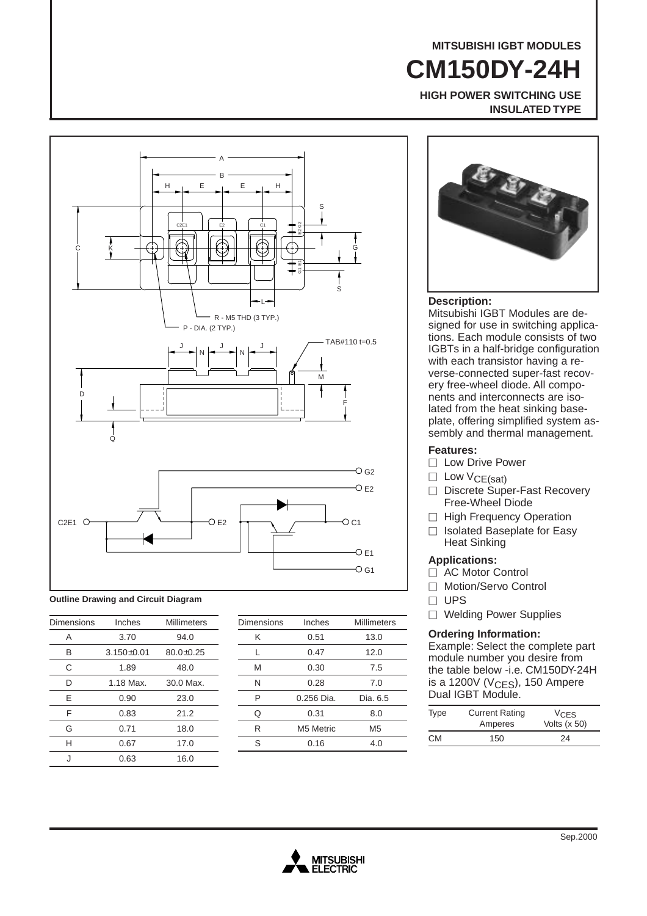MITSUBISHI IGBT MODULES

# CM150DY-24H

**HIGH POWER SWITCHING USE**
**INSULATED TYPE**

A
B
H E E H
S
C2E1 E2 C1
G2 E2
C K G
E1 G1
S
L
R - M5 THD (3 TYP.)
P - DIA. (2 TYP.)
J N J N J
TAB#110 t=0.5
M
D
F
Q

G2
E2
C2E1 E2 C1
E1
G1

**Outline Drawing and Circuit Diagram**

| Dimensions | Inches | Millimeters |
|---|---|---|
| A | 3.70 | 94.0 |
| B | 3.150±0.01 | 80.0±0.25 |
| C | 1.89 | 48.0 |
| D | 1.18 Max. | 30.0 Max. |
| E | 0.90 | 23.0 |
| F | 0.83 | 21.2 |
| G | 0.71 | 18.0 |
| H | 0.67 | 17.0 |
| J | 0.63 | 16.0 |

| Dimensions | Inches | Millimeters |
|---|---|---|
| K | 0.51 | 13.0 |
| L | 0.47 | 12.0 |
| M | 0.30 | 7.5 |
| N | 0.28 | 7.0 |
| P | 0.256 Dia. | Dia. 6.5 |
| Q | 0.31 | 8.0 |
| R | M5 Metric | M5 |
| S | 0.16 | 4.0 |

### Description:

Mitsubishi IGBT Modules are designed for use in switching applications. Each module consists of two IGBTs in a half-bridge configuration with each transistor having a reverse-connected super-fast recovery free-wheel diode. All components and interconnects are isolated from the heat sinking baseplate, offering simplified system assembly and thermal management.

### Features:

- ☐ Low Drive Power
- ☐ Low $V_{CE(sat)}$
- ☐ Discrete Super-Fast Recovery Free-Wheel Diode
- ☐ High Frequency Operation
- ☐ Isolated Baseplate for Easy Heat Sinking

### Applications:

- ☐ AC Motor Control
- ☐ Motion/Servo Control
- ☐ UPS
- ☐ Welding Power Supplies

### Ordering Information:

Example: Select the complete part module number you desire from the table below -i.e. CM150DY-24H is a 1200V ($V_{CES}$), 150 Ampere Dual IGBT Module.

| Type | Current Rating Amperes | $V_{CES}$ Volts (x 50) |
|---|---|---|
| CM | 150 | 24 |

Sep.2000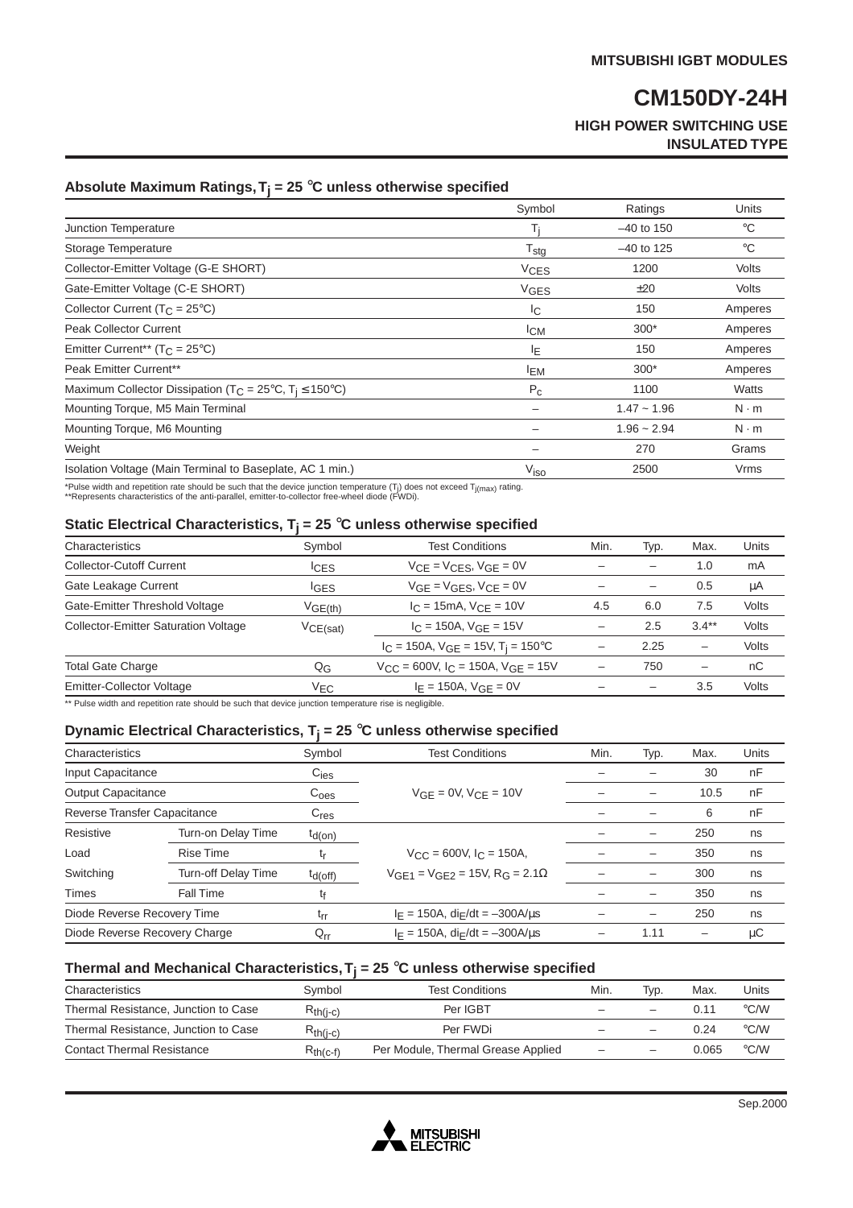MITSUBISHI IGBT MODULES

# CM150DY-24H

### HIGH POWER SWITCHING USE
### INSULATED TYPE

## Absolute Maximum Ratings, $T_j$ = 25 °C unless otherwise specified

| | Symbol | Ratings | Units |
|---|---|---|---|
| Junction Temperature | $T_j$ | –40 to 150 | °C |
| Storage Temperature | $T_{stg}$ | –40 to 125 | °C |
| Collector-Emitter Voltage (G-E SHORT) | $V_{CES}$ | 1200 | Volts |
| Gate-Emitter Voltage (C-E SHORT) | $V_{GES}$ | ±20 | Volts |
| Collector Current ($T_C$ = 25°C) | $I_C$ | 150 | Amperes |
| Peak Collector Current | $I_{CM}$ | 300* | Amperes |
| Emitter Current** ($T_C$ = 25°C) | $I_E$ | 150 | Amperes |
| Peak Emitter Current** | $I_{EM}$ | 300* | Amperes |
| Maximum Collector Dissipation ($T_C$ = 25°C, $T_j \leq$ 150°C) | $P_c$ | 1100 | Watts |
| Mounting Torque, M5 Main Terminal | – | 1.47 ~ 1.96 | N · m |
| Mounting Torque, M6 Mounting | – | 1.96 ~ 2.94 | N · m |
| Weight | – | 270 | Grams |
| Isolation Voltage (Main Terminal to Baseplate, AC 1 min.) | $V_{iso}$ | 2500 | Vrms |

*Pulse width and repetition rate should be such that the device junction temperature ($T_j$) does not exceed $T_{j(max)}$ rating.
**Represents characteristics of the anti-parallel, emitter-to-collector free-wheel diode (FWDi).

## Static Electrical Characteristics, $T_j$ = 25 °C unless otherwise specified

| Characteristics | Symbol | Test Conditions | Min. | Typ. | Max. | Units |
|---|---|---|---|---|---|---|
| Collector-Cutoff Current | $I_{CES}$ | $V_{CE} = V_{CES}$, $V_{GE}$ = 0V | – | – | 1.0 | mA |
| Gate Leakage Current | $I_{GES}$ | $V_{GE} = V_{GES}$, $V_{CE}$ = 0V | – | – | 0.5 | μA |
| Gate-Emitter Threshold Voltage | $V_{GE(th)}$ | $I_C$ = 15mA, $V_{CE}$ = 10V | 4.5 | 6.0 | 7.5 | Volts |
| Collector-Emitter Saturation Voltage | $V_{CE(sat)}$ | $I_C$ = 150A, $V_{GE}$ = 15V | – | 2.5 | 3.4** | Volts |
| | | $I_C$ = 150A, $V_{GE}$ = 15V, $T_j$ = 150°C | – | 2.25 | – | Volts |
| Total Gate Charge | $Q_G$ | $V_{CC}$ = 600V, $I_C$ = 150A, $V_{GE}$ = 15V | – | 750 | – | nC |
| Emitter-Collector Voltage | $V_{EC}$ | $I_E$ = 150A, $V_{GE}$ = 0V | – | – | 3.5 | Volts |

** Pulse width and repetition rate should be such that device junction temperature rise is negligible.

## Dynamic Electrical Characteristics, $T_j$ = 25 °C unless otherwise specified

| Characteristics | | Symbol | Test Conditions | Min. | Typ. | Max. | Units |
|---|---|---|---|---|---|---|---|
| Input Capacitance | | $C_{ies}$ | $V_{GE}$ = 0V, $V_{CE}$ = 10V | – | – | 30 | nF |
| Output Capacitance | | $C_{oes}$ | | – | – | 10.5 | nF |
| Reverse Transfer Capacitance | | $C_{res}$ | | – | – | 6 | nF |
| Resistive | Turn-on Delay Time | $t_{d(on)}$ | $V_{CC}$ = 600V, $I_C$ = 150A, $V_{GE1} = V_{GE2}$ = 15V, $R_G$ = 2.1Ω | – | – | 250 | ns |
| Load | Rise Time | $t_r$ | | – | – | 350 | ns |
| Switching | Turn-off Delay Time | $t_{d(off)}$ | | – | – | 300 | ns |
| Times | Fall Time | $t_f$ | | – | – | 350 | ns |
| Diode Reverse Recovery Time | | $t_{rr}$ | $I_E$ = 150A, $di_E/dt$ = –300A/μs | – | – | 250 | ns |
| Diode Reverse Recovery Charge | | $Q_{rr}$ | $I_E$ = 150A, $di_E/dt$ = –300A/μs | – | 1.11 | – | μC |

## Thermal and Mechanical Characteristics, $T_j$ = 25 °C unless otherwise specified

| Characteristics | Symbol | Test Conditions | Min. | Typ. | Max. | Units |
|---|---|---|---|---|---|---|
| Thermal Resistance, Junction to Case | $R_{th(j-c)}$ | Per IGBT | – | – | 0.11 | °C/W |
| Thermal Resistance, Junction to Case | $R_{th(j-c)}$ | Per FWDi | – | – | 0.24 | °C/W |
| Contact Thermal Resistance | $R_{th(c-f)}$ | Per Module, Thermal Grease Applied | – | – | 0.065 | °C/W |

Sep.2000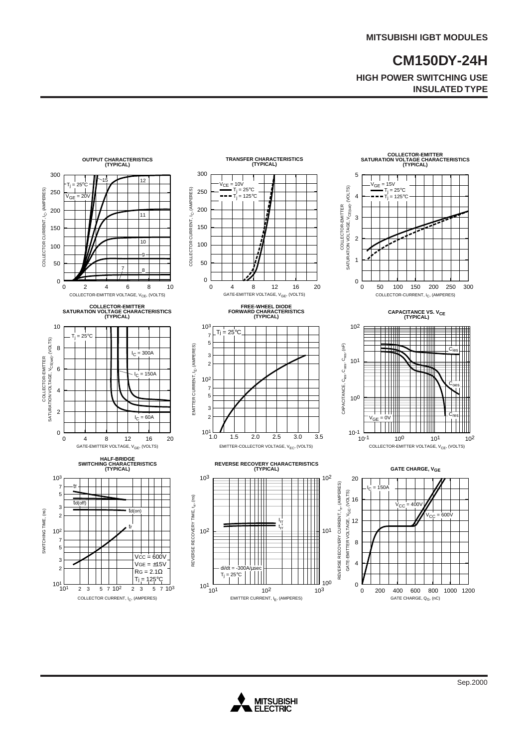MITSUBISHI IGBT MODULES

# CM150DY-24H

HIGH POWER SWITCHING USE
INSULATED TYPE

**OUTPUT CHARACTERISTICS (TYPICAL)**

$T_j$ = 25°C
$V_{GE}$ = 20V
15
12
11
10
9
8
7

COLLECTOR CURRENT, $I_C$, (AMPERES)
300
250
200
150
100
50
0

COLLECTOR-EMITTER VOLTAGE, $V_{CE}$, (VOLTS)
0 2 4 6 8 10

**TRANSFER CHARACTERISTICS (TYPICAL)**

$V_{CE}$ = 10V
$T_j$ = 25°C
$T_j$ = 125°C

COLLECTOR CURRENT, $I_C$, (AMPERES)
300
250
200
150
100
50
0

GATE-EMITTER VOLTAGE, $V_{GE}$, (VOLTS)
0 4 8 12 16 20

**COLLECTOR-EMITTER SATURATION VOLTAGE CHARACTERISTICS (TYPICAL)**

$V_{GE}$ = 15V
$T_j$ = 25°C
$T_j$ = 125°C

COLLECTOR-EMITTER SATURATION VOLTAGE, $V_{CE(sat)}$, (VOLTS)
5
4
3
2
1
0

COLLECTOR-CURRENT, $I_C$, (AMPERES)
0 50 100 150 200 250 300

**COLLECTOR-EMITTER SATURATION VOLTAGE CHARACTERISTICS (TYPICAL)**

$T_j$ = 25°C
$I_C$ = 300A
$I_C$ = 150A
$I_C$ = 60A

COLLECTOR-EMITTER SATURATION VOLTAGE, $V_{CE(sat)}$, (VOLTS)
10
8
6
4
2
0

GATE-EMITTER VOLTAGE, $V_{GE}$, (VOLTS)
0 4 8 12 16 20

**FREE-WHEEL DIODE FORWARD CHARACTERISTICS (TYPICAL)**

$T_j$ = 25°C

EMITTER CURRENT, $I_E$, (AMPERES)
$10^3$
7
5
3
2
$10^2$
7
5
3
2
$10^1$

EMITTER-COLLECTOR VOLTAGE, $V_{EC}$, (VOLTS)
1.0 1.5 2.0 2.5 3.0 3.5

**CAPACITANCE VS. $V_{CE}$ (TYPICAL)**

$C_{ies}$
$C_{oes}$
$C_{res}$
$V_{GE}$ = 0V

CAPACITANCE, $C_{ies}$, $C_{oes}$, $C_{res}$, (nF)
$10^2$
$10^1$
$10^0$
$10^{-1}$

COLLECTOR-EMITTER VOLTAGE, $V_{CE}$, (VOLTS)
$10^{-1}$ $10^0$ $10^1$ $10^2$

**HALF-BRIDGE SWITCHING CHARACTERISTICS (TYPICAL)**

tf
td(off)
td(on)
tr

VCC = 600V
VGE = ±15V
RG = 2.1Ω
Tj = 125°C

SWITCHING TIME, (ns)
$10^3$
7
5
3
2
$10^2$
7
5
3
2
$10^1$

COLLECTOR CURRENT, $I_C$, (AMPERES)
$10^1$ 2 3 5 7 $10^2$ 2 3 5 7 $10^3$

**REVERSE RECOVERY CHARACTERISTICS (TYPICAL)**

$I_{rr}$
$t_{rr}$
di/dt = -300A/µsec
$T_j$ = 25°C

REVERSE RECOVERY TIME, $t_{rr}$, (ns)
$10^3$
$10^2$
$10^1$

REVERSE RECOVERY CURRENT, $I_{rr}$, (AMPERES)
$10^2$
$10^1$
$10^0$

EMITTER CURRENT, $I_E$, (AMPERES)
$10^1$ $10^2$ $10^3$

**GATE CHARGE, $V_{GE}$**

$I_C$ = 150A
$V_{CC}$ = 400V
$V_{CC}$ = 600V

GATE-EMITTER VOLTAGE, $V_{GE}$, (VOLTS)
20
16
12
8
4
0

GATE CHARGE, $Q_G$, (nC)
0 200 400 600 800 1000 1200

Sep.2000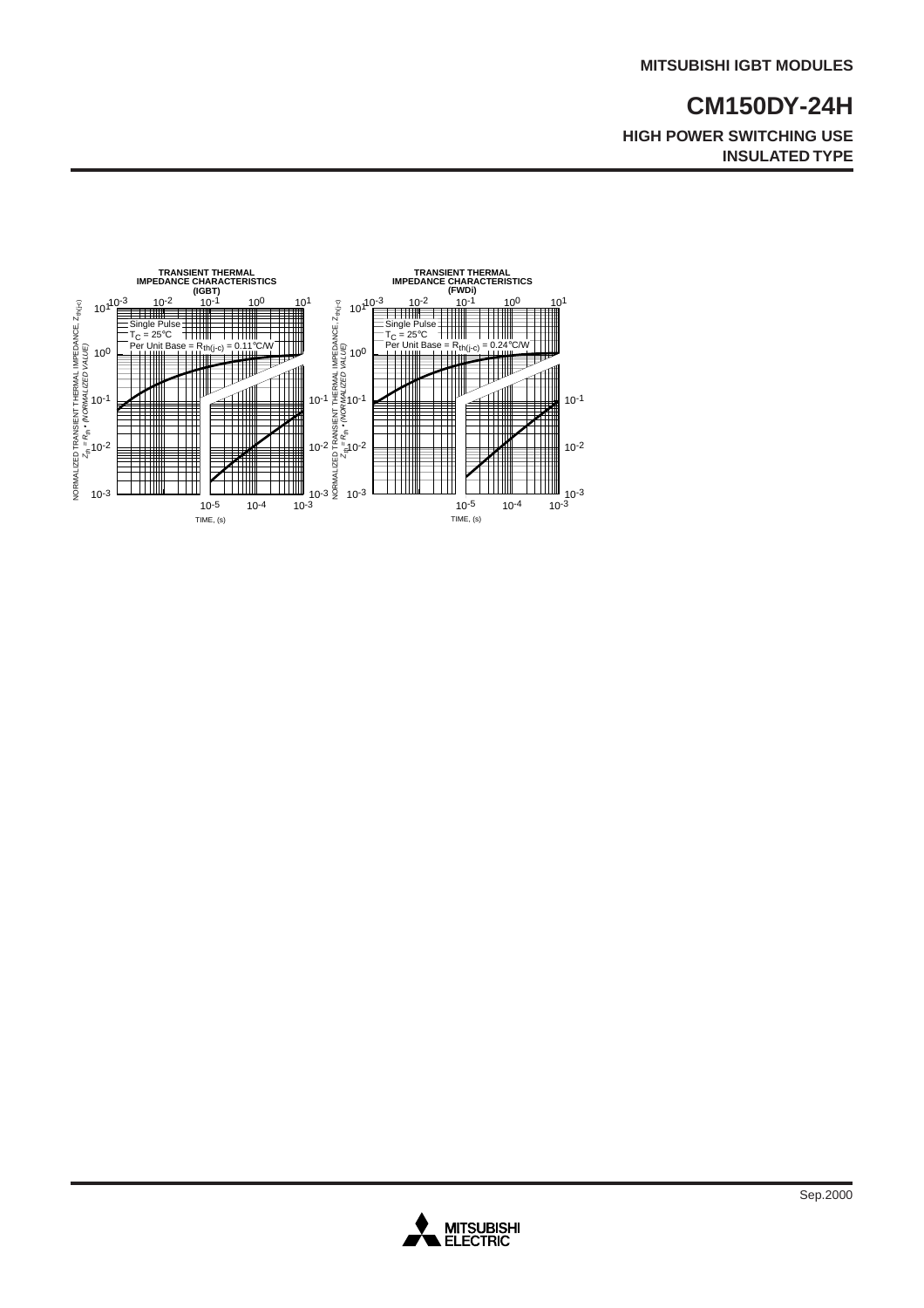TRANSIENT THERMAL IMPEDANCE CHARACTERISTICS (IGBT)

NORMALIZED TRANSIENT THERMAL IMPEDANCE, $Z_{th(j-c)}$

$Z_{th} = R_{th} \cdot$ (NORMALIZED VALUE)

Single Pulse

$T_C = 25°C$

Per Unit Base = $R_{th(j-c)} = 0.11°C/W$

$10^{-3}$ $10^{-2}$ $10^{-1}$ $10^{0}$ $10^{1}$

$10^{1}$ $10^{0}$ $10^{-1}$ $10^{-2}$ $10^{-3}$

$10^{-5}$ $10^{-4}$ $10^{-3}$

TIME, (s)

TRANSIENT THERMAL IMPEDANCE CHARACTERISTICS (FWDi)

NORMALIZED TRANSIENT THERMAL IMPEDANCE, $Z_{th(j-c)}$

$Z_{th} = R_{th} \cdot$ (NORMALIZED VALUE)

Single Pulse

$T_C = 25°C$

Per Unit Base = $R_{th(j-c)} = 0.24°C/W$

$10^{-3}$ $10^{-2}$ $10^{-1}$ $10^{0}$ $10^{1}$

$10^{1}$ $10^{0}$ $10^{-1}$ $10^{-2}$ $10^{-3}$

$10^{-5}$ $10^{-4}$ $10^{-3}$

TIME, (s)